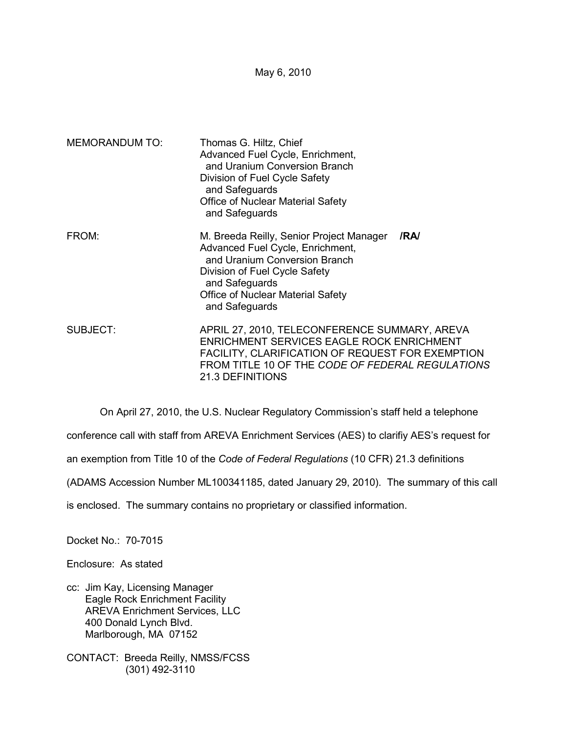May 6, 2010

MEMORANDUM TO: Thomas G. Hiltz, Chief
Advanced Fuel Cycle, Enrichment,
and Uranium Conversion Branch
Division of Fuel Cycle Safety
and Safeguards
Office of Nuclear Material Safety
and Safeguards

FROM: M. Breeda Reilly, Senior Project Manager **/RA/**
Advanced Fuel Cycle, Enrichment,
and Uranium Conversion Branch
Division of Fuel Cycle Safety
and Safeguards
Office of Nuclear Material Safety
and Safeguards

SUBJECT: APRIL 27, 2010, TELECONFERENCE SUMMARY, AREVA ENRICHMENT SERVICES EAGLE ROCK ENRICHMENT FACILITY, CLARIFICATION OF REQUEST FOR EXEMPTION FROM TITLE 10 OF THE *CODE OF FEDERAL REGULATIONS* 21.3 DEFINITIONS

On April 27, 2010, the U.S. Nuclear Regulatory Commission's staff held a telephone conference call with staff from AREVA Enrichment Services (AES) to clarifiy AES's request for an exemption from Title 10 of the *Code of Federal Regulations* (10 CFR) 21.3 definitions (ADAMS Accession Number ML100341185, dated January 29, 2010). The summary of this call is enclosed. The summary contains no proprietary or classified information.

Docket No.: 70-7015

Enclosure: As stated

cc: Jim Kay, Licensing Manager
Eagle Rock Enrichment Facility
AREVA Enrichment Services, LLC
400 Donald Lynch Blvd.
Marlborough, MA 07152

CONTACT: Breeda Reilly, NMSS/FCSS
(301) 492-3110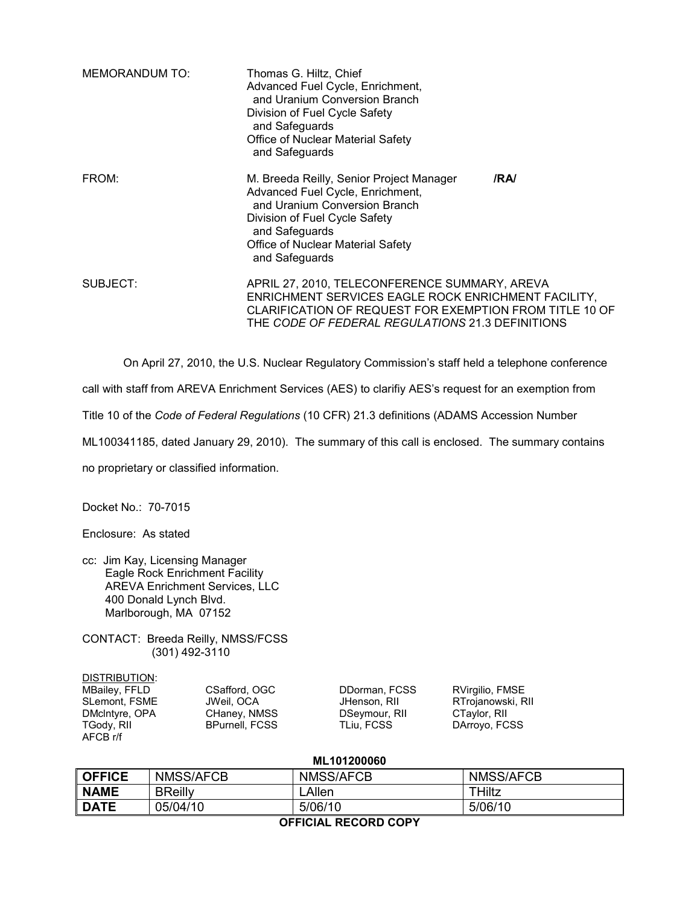MEMORANDUM TO: Thomas G. Hiltz, Chief
Advanced Fuel Cycle, Enrichment,
and Uranium Conversion Branch
Division of Fuel Cycle Safety
and Safeguards
Office of Nuclear Material Safety
and Safeguards

FROM: M. Breeda Reilly, Senior Project Manager /RA/
Advanced Fuel Cycle, Enrichment,
and Uranium Conversion Branch
Division of Fuel Cycle Safety
and Safeguards
Office of Nuclear Material Safety
and Safeguards

SUBJECT: APRIL 27, 2010, TELECONFERENCE SUMMARY, AREVA ENRICHMENT SERVICES EAGLE ROCK ENRICHMENT FACILITY, CLARIFICATION OF REQUEST FOR EXEMPTION FROM TITLE 10 OF THE *CODE OF FEDERAL REGULATIONS* 21.3 DEFINITIONS

On April 27, 2010, the U.S. Nuclear Regulatory Commission's staff held a telephone conference call with staff from AREVA Enrichment Services (AES) to clarifiy AES's request for an exemption from Title 10 of the *Code of Federal Regulations* (10 CFR) 21.3 definitions (ADAMS Accession Number ML100341185, dated January 29, 2010). The summary of this call is enclosed. The summary contains no proprietary or classified information.

Docket No.: 70-7015

Enclosure: As stated

cc: Jim Kay, Licensing Manager
Eagle Rock Enrichment Facility
AREVA Enrichment Services, LLC
400 Donald Lynch Blvd.
Marlborough, MA 07152

CONTACT: Breeda Reilly, NMSS/FCSS
(301) 492-3110

DISTRIBUTION:

| | | | |
|---|---|---|---|
| MBailey, FFLD | CSafford, OGC | DDorman, FCSS | RVirgilio, FMSE |
| SLemont, FSME | JWeil, OCA | JHenson, RII | RTrojanowski, RII |
| DMcIntyre, OPA | CHaney, NMSS | DSeymour, RII | CTaylor, RII |
| TGody, RII | BPurnell, FCSS | TLiu, FCSS | DArroyo, FCSS |
| AFCB r/f | | | |

**ML101200060**

| **OFFICE** | NMSS/AFCB | NMSS/AFCB | NMSS/AFCB |
|---|---|---|---|
| **NAME** | BReilly | LAllen | THiltz |
| **DATE** | 05/04/10 | 5/06/10 | 5/06/10 |

**OFFICIAL RECORD COPY**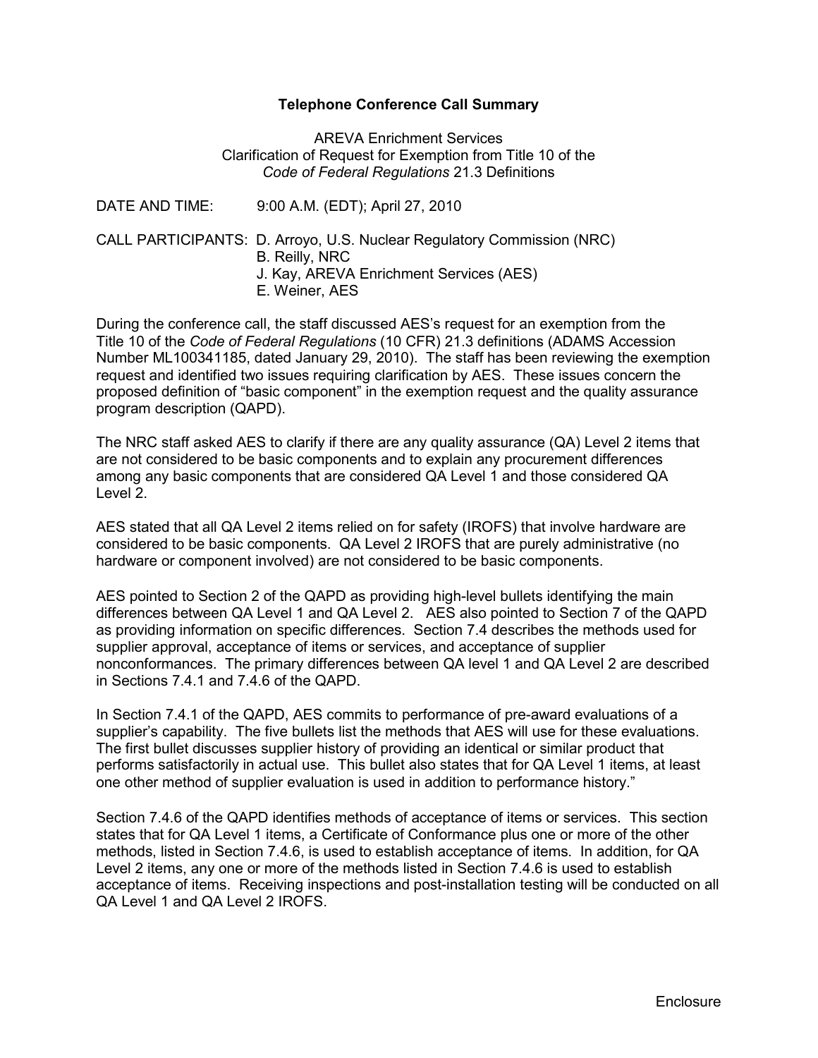**Telephone Conference Call Summary**

AREVA Enrichment Services
Clarification of Request for Exemption from Title 10 of the
*Code of Federal Regulations* 21.3 Definitions

DATE AND TIME: 9:00 A.M. (EDT); April 27, 2010

CALL PARTICIPANTS: D. Arroyo, U.S. Nuclear Regulatory Commission (NRC)
B. Reilly, NRC
J. Kay, AREVA Enrichment Services (AES)
E. Weiner, AES

During the conference call, the staff discussed AES's request for an exemption from the Title 10 of the *Code of Federal Regulations* (10 CFR) 21.3 definitions (ADAMS Accession Number ML100341185, dated January 29, 2010). The staff has been reviewing the exemption request and identified two issues requiring clarification by AES. These issues concern the proposed definition of "basic component" in the exemption request and the quality assurance program description (QAPD).

The NRC staff asked AES to clarify if there are any quality assurance (QA) Level 2 items that are not considered to be basic components and to explain any procurement differences among any basic components that are considered QA Level 1 and those considered QA Level 2.

AES stated that all QA Level 2 items relied on for safety (IROFS) that involve hardware are considered to be basic components. QA Level 2 IROFS that are purely administrative (no hardware or component involved) are not considered to be basic components.

AES pointed to Section 2 of the QAPD as providing high-level bullets identifying the main differences between QA Level 1 and QA Level 2. AES also pointed to Section 7 of the QAPD as providing information on specific differences. Section 7.4 describes the methods used for supplier approval, acceptance of items or services, and acceptance of supplier nonconformances. The primary differences between QA level 1 and QA Level 2 are described in Sections 7.4.1 and 7.4.6 of the QAPD.

In Section 7.4.1 of the QAPD, AES commits to performance of pre-award evaluations of a supplier's capability. The five bullets list the methods that AES will use for these evaluations. The first bullet discusses supplier history of providing an identical or similar product that performs satisfactorily in actual use. This bullet also states that for QA Level 1 items, at least one other method of supplier evaluation is used in addition to performance history."

Section 7.4.6 of the QAPD identifies methods of acceptance of items or services. This section states that for QA Level 1 items, a Certificate of Conformance plus one or more of the other methods, listed in Section 7.4.6, is used to establish acceptance of items. In addition, for QA Level 2 items, any one or more of the methods listed in Section 7.4.6 is used to establish acceptance of items. Receiving inspections and post-installation testing will be conducted on all QA Level 1 and QA Level 2 IROFS.

Enclosure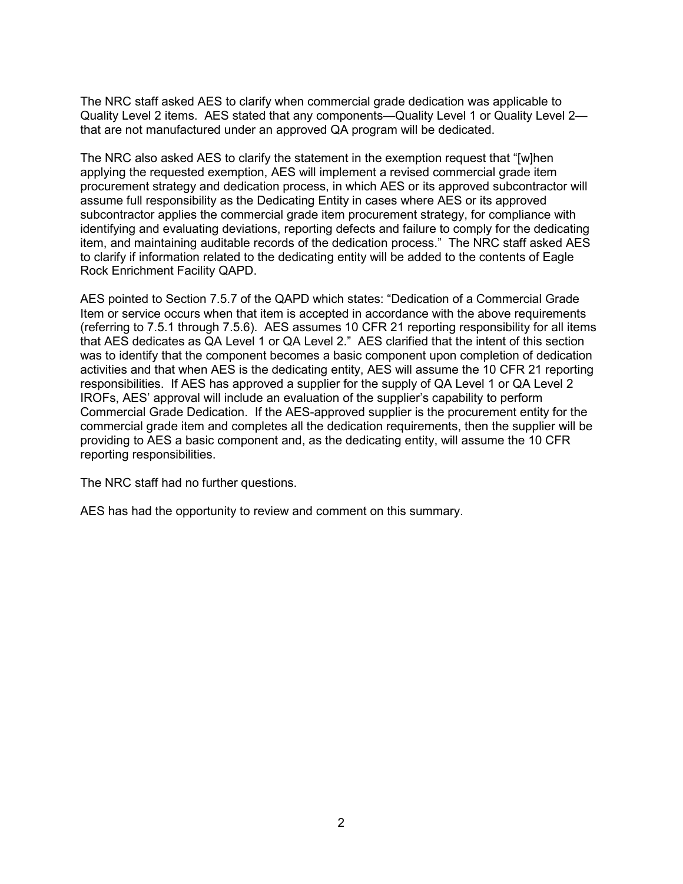The NRC staff asked AES to clarify when commercial grade dedication was applicable to Quality Level 2 items. AES stated that any components—Quality Level 1 or Quality Level 2—that are not manufactured under an approved QA program will be dedicated.

The NRC also asked AES to clarify the statement in the exemption request that "[w]hen applying the requested exemption, AES will implement a revised commercial grade item procurement strategy and dedication process, in which AES or its approved subcontractor will assume full responsibility as the Dedicating Entity in cases where AES or its approved subcontractor applies the commercial grade item procurement strategy, for compliance with identifying and evaluating deviations, reporting defects and failure to comply for the dedicating item, and maintaining auditable records of the dedication process." The NRC staff asked AES to clarify if information related to the dedicating entity will be added to the contents of Eagle Rock Enrichment Facility QAPD.

AES pointed to Section 7.5.7 of the QAPD which states: "Dedication of a Commercial Grade Item or service occurs when that item is accepted in accordance with the above requirements (referring to 7.5.1 through 7.5.6). AES assumes 10 CFR 21 reporting responsibility for all items that AES dedicates as QA Level 1 or QA Level 2." AES clarified that the intent of this section was to identify that the component becomes a basic component upon completion of dedication activities and that when AES is the dedicating entity, AES will assume the 10 CFR 21 reporting responsibilities. If AES has approved a supplier for the supply of QA Level 1 or QA Level 2 IROFs, AES' approval will include an evaluation of the supplier's capability to perform Commercial Grade Dedication. If the AES-approved supplier is the procurement entity for the commercial grade item and completes all the dedication requirements, then the supplier will be providing to AES a basic component and, as the dedicating entity, will assume the 10 CFR reporting responsibilities.

The NRC staff had no further questions.

AES has had the opportunity to review and comment on this summary.